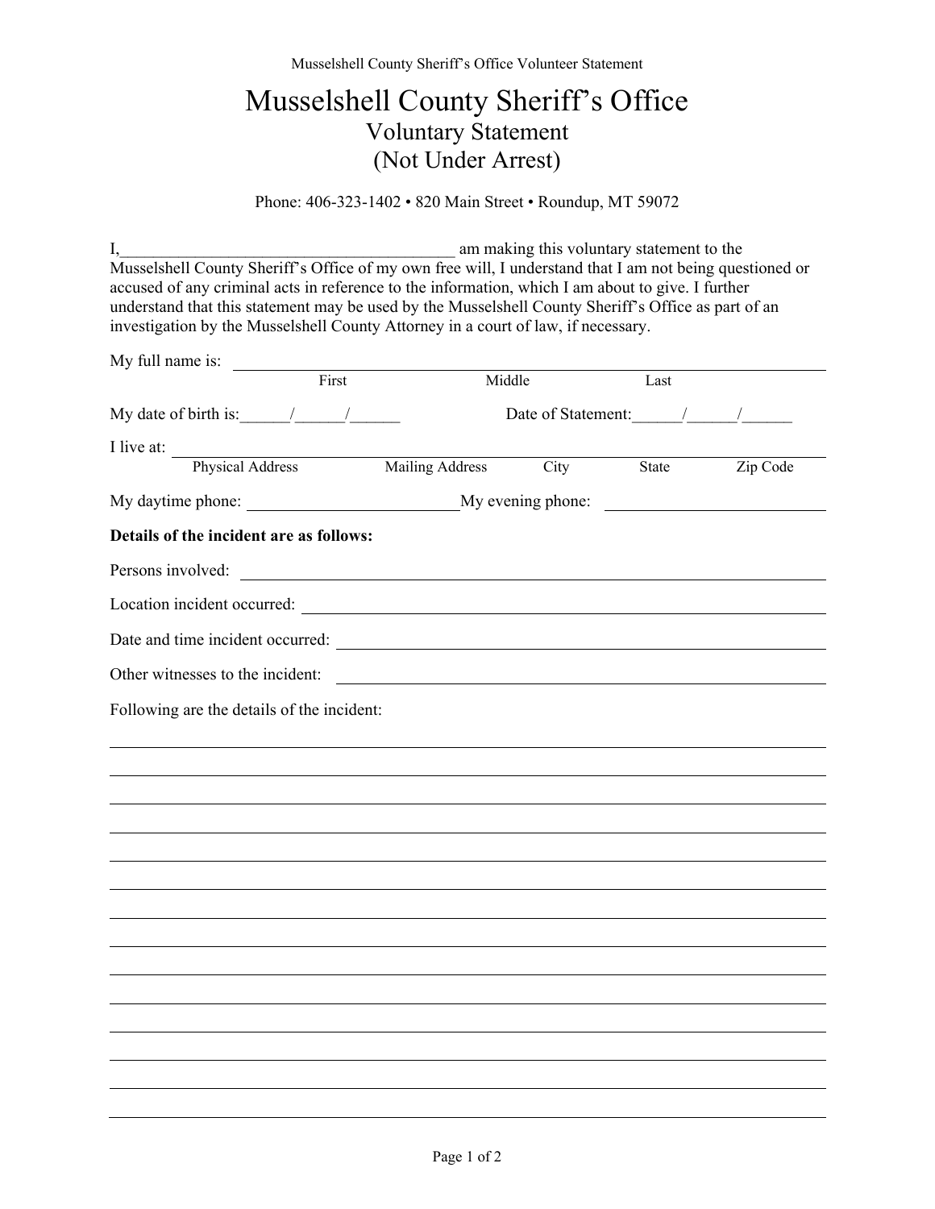# Musselshell County Sheriff's Office

## Voluntary Statement

## (Not Under Arrest)

Phone: 406-323-1402 • 820 Main Street • Roundup, MT 59072

I,________________________________________ am making this voluntary statement to the Musselshell County Sheriff's Office of my own free will, I understand that I am not being questioned or accused of any criminal acts in reference to the information, which I am about to give. I further understand that this statement may be used by the Musselshell County Sheriff's Office as part of an investigation by the Musselshell County Attorney in a court of law, if necessary.

My full name is: ________________________________________________

First Middle Last

My date of birth is:______/______/______ Date of Statement:______/______/______

I live at: ________________________________________________

Physical Address Mailing Address City State Zip Code

My daytime phone: ______________________ My evening phone: ______________________

**Details of the incident are as follows:**

Persons involved: ________________________________________________

Location incident occurred: ________________________________________________

Date and time incident occurred: ________________________________________________

Other witnesses to the incident: ________________________________________________

Following are the details of the incident:

________________________________________________________________________________

________________________________________________________________________________

________________________________________________________________________________

________________________________________________________________________________

________________________________________________________________________________

________________________________________________________________________________

________________________________________________________________________________

________________________________________________________________________________

________________________________________________________________________________

________________________________________________________________________________

________________________________________________________________________________

________________________________________________________________________________

________________________________________________________________________________

________________________________________________________________________________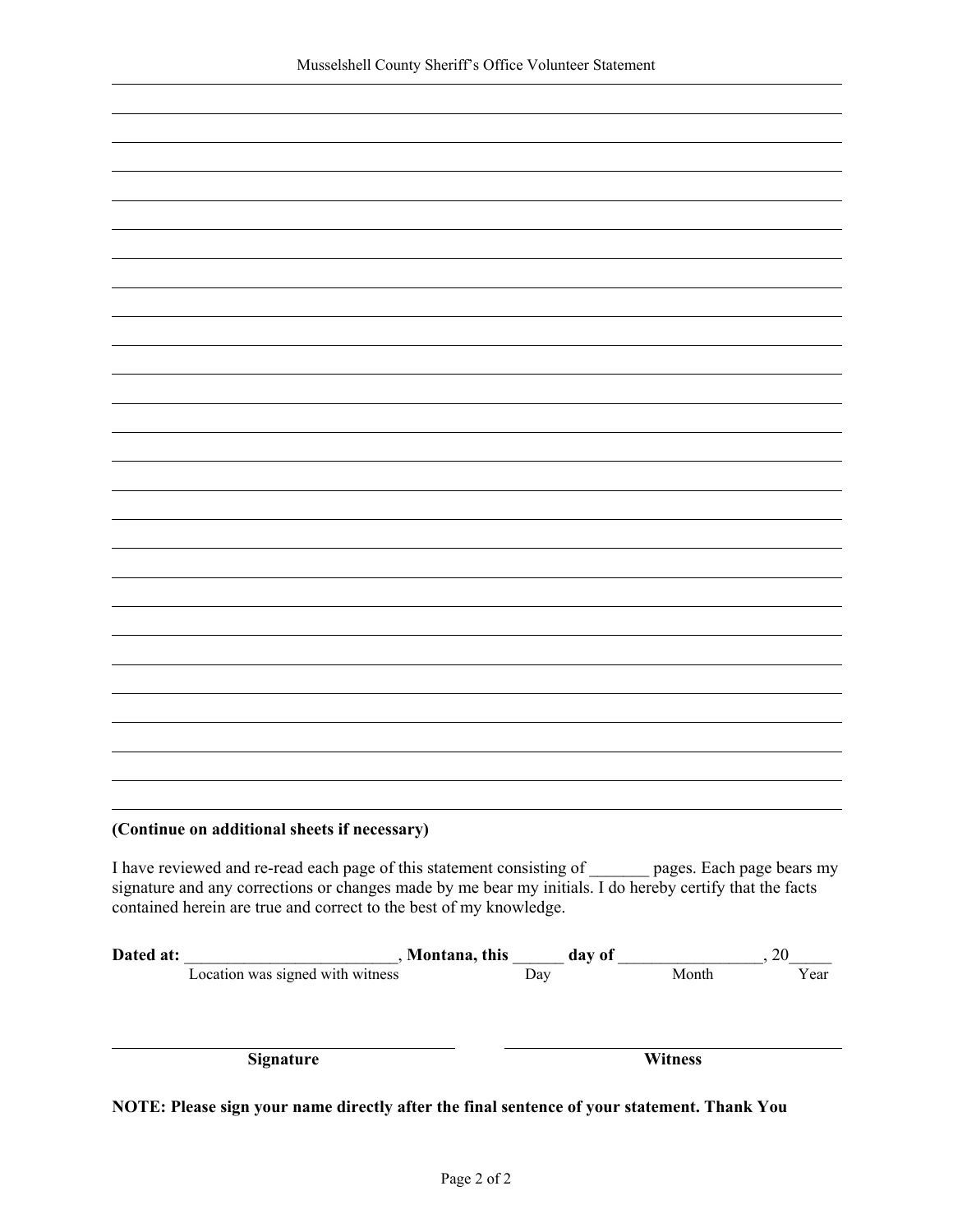**(Continue on additional sheets if necessary)**

I have reviewed and re-read each page of this statement consisting of _______ pages. Each page bears my signature and any corrections or changes made by me bear my initials. I do hereby certify that the facts contained herein are true and correct to the best of my knowledge.

**Dated at:** _________________________, **Montana, this** ______ **day of** _________________, 20_____
Location was signed with witness — Day — Month — Year

_______________________________ _______________________________
**Signature** **Witness**

**NOTE: Please sign your name directly after the final sentence of your statement. Thank You**